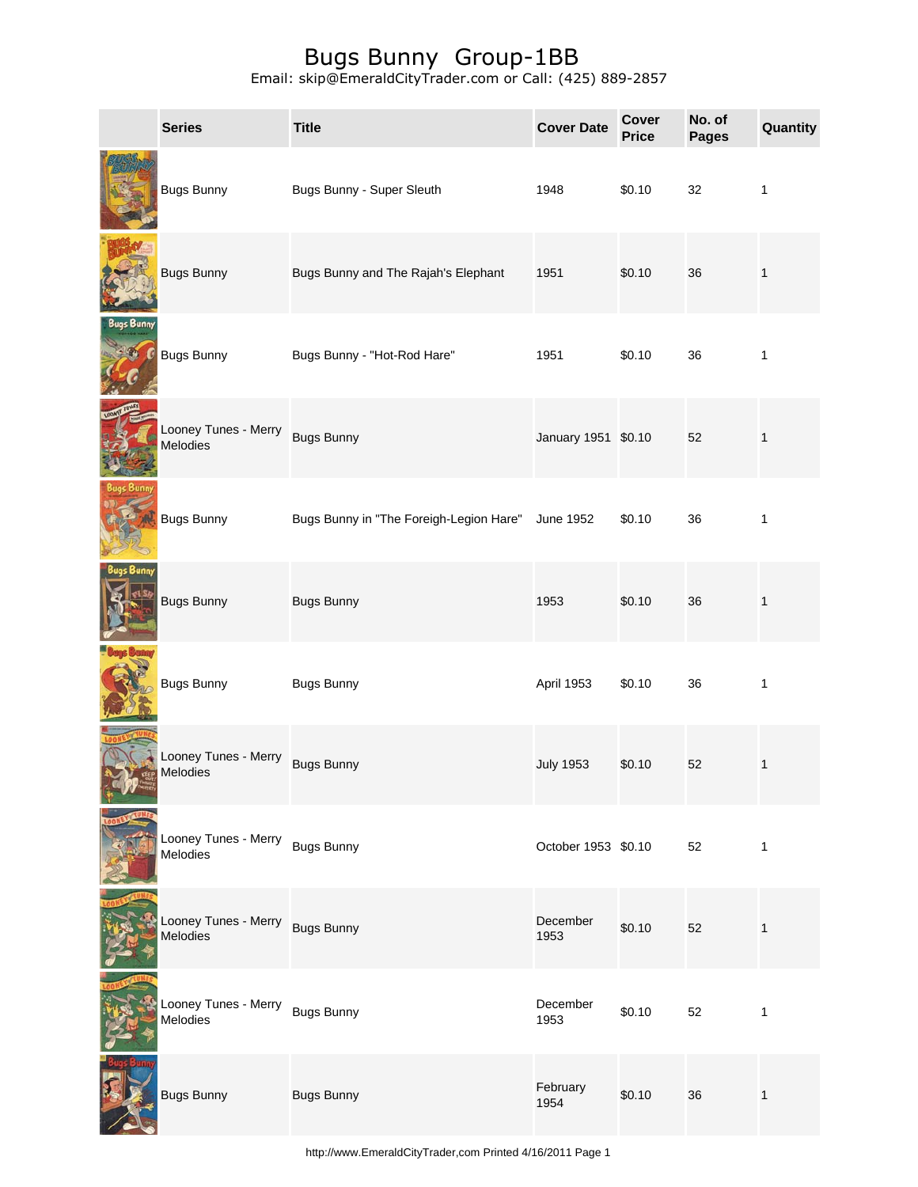# Bugs Bunny Group-1BB

Email: skip@EmeraldCityTrader.com or Call: (425) 889-2857

| | Series | Title | Cover Date | Cover Price | No. of Pages | Quantity |
|---|---|---|---|---|---|---|
| | Bugs Bunny | Bugs Bunny - Super Sleuth | 1948 | $0.10 | 32 | 1 |
| | Bugs Bunny | Bugs Bunny and The Rajah's Elephant | 1951 | $0.10 | 36 | 1 |
| | Bugs Bunny | Bugs Bunny - "Hot-Rod Hare" | 1951 | $0.10 | 36 | 1 |
| | Looney Tunes - Merry Melodies | Bugs Bunny | January 1951 | $0.10 | 52 | 1 |
| | Bugs Bunny | Bugs Bunny in "The Foreigh-Legion Hare" | June 1952 | $0.10 | 36 | 1 |
| | Bugs Bunny | Bugs Bunny | 1953 | $0.10 | 36 | 1 |
| | Bugs Bunny | Bugs Bunny | April 1953 | $0.10 | 36 | 1 |
| | Looney Tunes - Merry Melodies | Bugs Bunny | July 1953 | $0.10 | 52 | 1 |
| | Looney Tunes - Merry Melodies | Bugs Bunny | October 1953 | $0.10 | 52 | 1 |
| | Looney Tunes - Merry Melodies | Bugs Bunny | December 1953 | $0.10 | 52 | 1 |
| | Looney Tunes - Merry Melodies | Bugs Bunny | December 1953 | $0.10 | 52 | 1 |
| | Bugs Bunny | Bugs Bunny | February 1954 | $0.10 | 36 | 1 |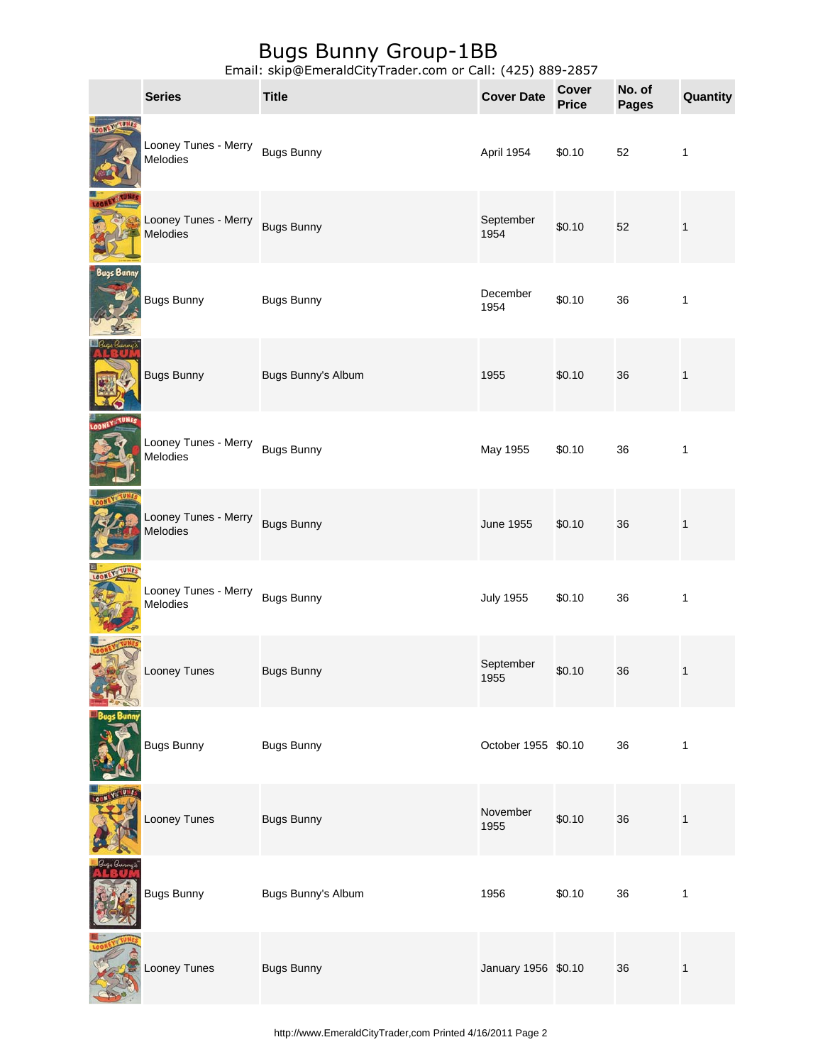# Bugs Bunny Group-1BB

Email: skip@EmeraldCityTrader.com or Call: (425) 889-2857

| | Series | Title | Cover Date | Cover Price | No. of Pages | Quantity |
|---|---|---|---|---|---|---|
| | Looney Tunes - Merry Melodies | Bugs Bunny | April 1954 | $0.10 | 52 | 1 |
| | Looney Tunes - Merry Melodies | Bugs Bunny | September 1954 | $0.10 | 52 | 1 |
| | Bugs Bunny | Bugs Bunny | December 1954 | $0.10 | 36 | 1 |
| | Bugs Bunny | Bugs Bunny's Album | 1955 | $0.10 | 36 | 1 |
| | Looney Tunes - Merry Melodies | Bugs Bunny | May 1955 | $0.10 | 36 | 1 |
| | Looney Tunes - Merry Melodies | Bugs Bunny | June 1955 | $0.10 | 36 | 1 |
| | Looney Tunes - Merry Melodies | Bugs Bunny | July 1955 | $0.10 | 36 | 1 |
| | Looney Tunes | Bugs Bunny | September 1955 | $0.10 | 36 | 1 |
| | Bugs Bunny | Bugs Bunny | October 1955 | $0.10 | 36 | 1 |
| | Looney Tunes | Bugs Bunny | November 1955 | $0.10 | 36 | 1 |
| | Bugs Bunny | Bugs Bunny's Album | 1956 | $0.10 | 36 | 1 |
| | Looney Tunes | Bugs Bunny | January 1956 | $0.10 | 36 | 1 |

http://www.EmeraldCityTrader,com Printed 4/16/2011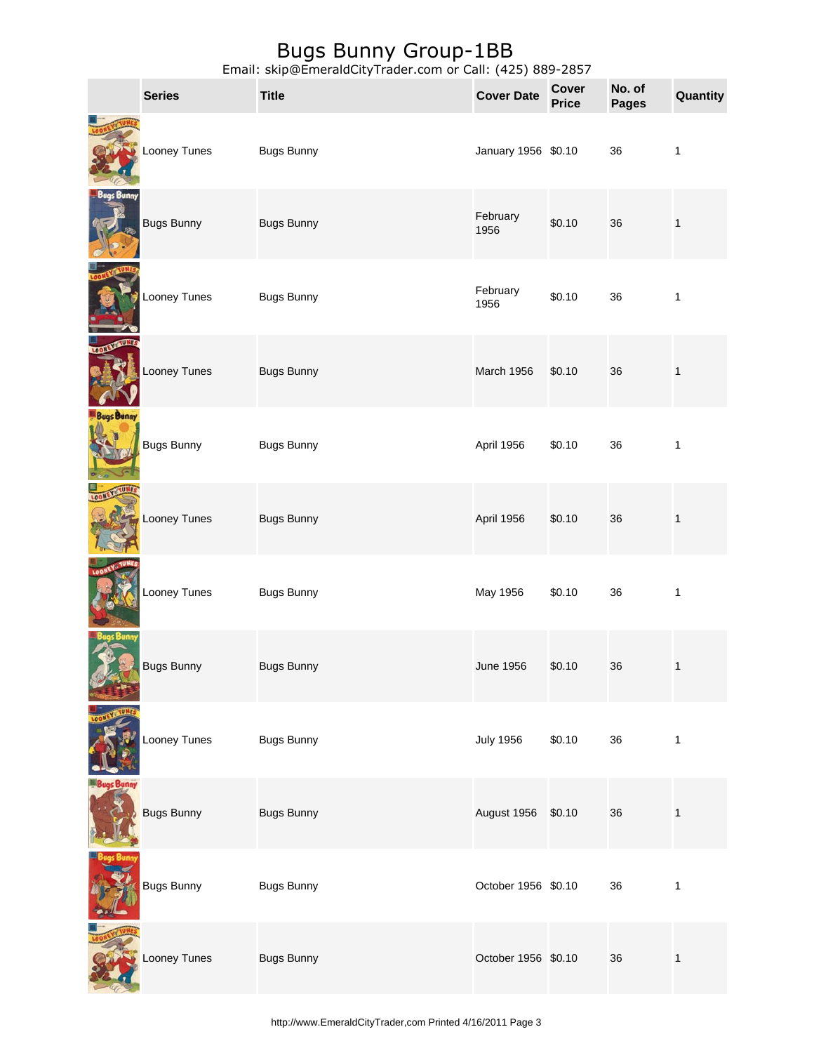# Bugs Bunny Group-1BB

Email: skip@EmeraldCityTrader.com or Call: (425) 889-2857

| | Series | Title | Cover Date | Cover Price | No. of Pages | Quantity |
|---|---|---|---|---|---|---|
| | Looney Tunes | Bugs Bunny | January 1956 | $0.10 | 36 | 1 |
| | Bugs Bunny | Bugs Bunny | February 1956 | $0.10 | 36 | 1 |
| | Looney Tunes | Bugs Bunny | February 1956 | $0.10 | 36 | 1 |
| | Looney Tunes | Bugs Bunny | March 1956 | $0.10 | 36 | 1 |
| | Bugs Bunny | Bugs Bunny | April 1956 | $0.10 | 36 | 1 |
| | Looney Tunes | Bugs Bunny | April 1956 | $0.10 | 36 | 1 |
| | Looney Tunes | Bugs Bunny | May 1956 | $0.10 | 36 | 1 |
| | Bugs Bunny | Bugs Bunny | June 1956 | $0.10 | 36 | 1 |
| | Looney Tunes | Bugs Bunny | July 1956 | $0.10 | 36 | 1 |
| | Bugs Bunny | Bugs Bunny | August 1956 | $0.10 | 36 | 1 |
| | Bugs Bunny | Bugs Bunny | October 1956 | $0.10 | 36 | 1 |
| | Looney Tunes | Bugs Bunny | October 1956 | $0.10 | 36 | 1 |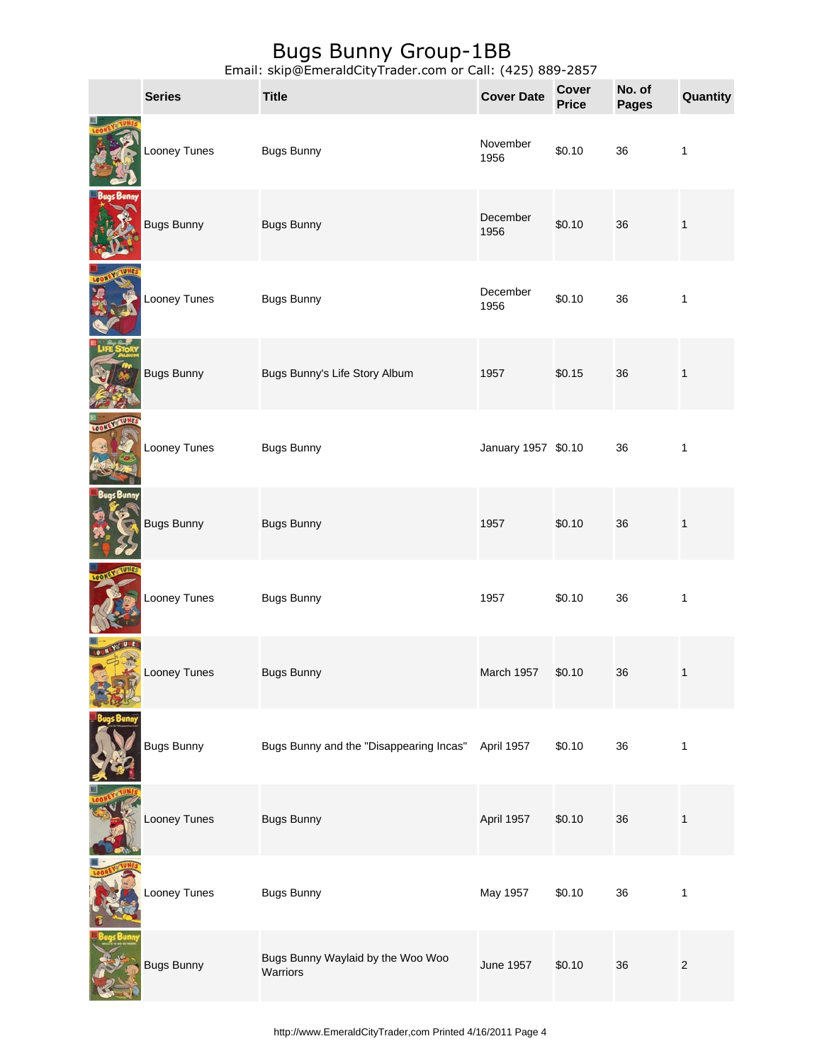# Bugs Bunny Group-1BB

Email: skip@EmeraldCityTrader.com or Call: (425) 889-2857

| | Series | Title | Cover Date | Cover Price | No. of Pages | Quantity |
|---|---|---|---|---|---|---|
| | Looney Tunes | Bugs Bunny | November 1956 | $0.10 | 36 | 1 |
| | Bugs Bunny | Bugs Bunny | December 1956 | $0.10 | 36 | 1 |
| | Looney Tunes | Bugs Bunny | December 1956 | $0.10 | 36 | 1 |
| | Bugs Bunny | Bugs Bunny's Life Story Album | 1957 | $0.15 | 36 | 1 |
| | Looney Tunes | Bugs Bunny | January 1957 | $0.10 | 36 | 1 |
| | Bugs Bunny | Bugs Bunny | 1957 | $0.10 | 36 | 1 |
| | Looney Tunes | Bugs Bunny | 1957 | $0.10 | 36 | 1 |
| | Looney Tunes | Bugs Bunny | March 1957 | $0.10 | 36 | 1 |
| | Bugs Bunny | Bugs Bunny and the "Disappearing Incas" | April 1957 | $0.10 | 36 | 1 |
| | Looney Tunes | Bugs Bunny | April 1957 | $0.10 | 36 | 1 |
| | Looney Tunes | Bugs Bunny | May 1957 | $0.10 | 36 | 1 |
| | Bugs Bunny | Bugs Bunny Waylaid by the Woo Woo Warriors | June 1957 | $0.10 | 36 | 2 |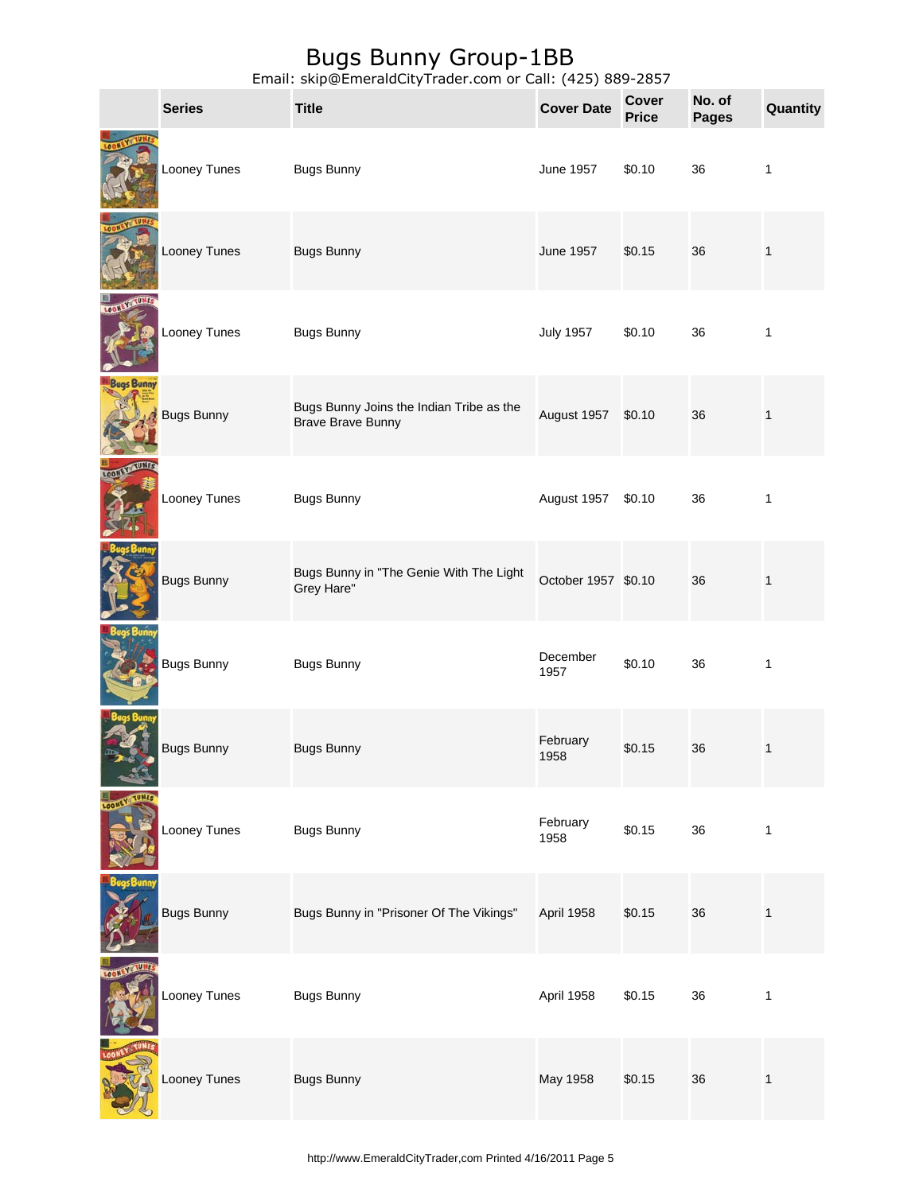# Bugs Bunny Group-1BB

Email: skip@EmeraldCityTrader.com or Call: (425) 889-2857

| | Series | Title | Cover Date | Cover Price | No. of Pages | Quantity |
|---|---|---|---|---|---|---|
| | Looney Tunes | Bugs Bunny | June 1957 | $0.10 | 36 | 1 |
| | Looney Tunes | Bugs Bunny | June 1957 | $0.15 | 36 | 1 |
| | Looney Tunes | Bugs Bunny | July 1957 | $0.10 | 36 | 1 |
| | Bugs Bunny | Bugs Bunny Joins the Indian Tribe as the Brave Brave Bunny | August 1957 | $0.10 | 36 | 1 |
| | Looney Tunes | Bugs Bunny | August 1957 | $0.10 | 36 | 1 |
| | Bugs Bunny | Bugs Bunny in "The Genie With The Light Grey Hare" | October 1957 | $0.10 | 36 | 1 |
| | Bugs Bunny | Bugs Bunny | December 1957 | $0.10 | 36 | 1 |
| | Bugs Bunny | Bugs Bunny | February 1958 | $0.15 | 36 | 1 |
| | Looney Tunes | Bugs Bunny | February 1958 | $0.15 | 36 | 1 |
| | Bugs Bunny | Bugs Bunny in "Prisoner Of The Vikings" | April 1958 | $0.15 | 36 | 1 |
| | Looney Tunes | Bugs Bunny | April 1958 | $0.15 | 36 | 1 |
| | Looney Tunes | Bugs Bunny | May 1958 | $0.15 | 36 | 1 |

http://www.EmeraldCityTrader,com Printed 4/16/2011 Page 5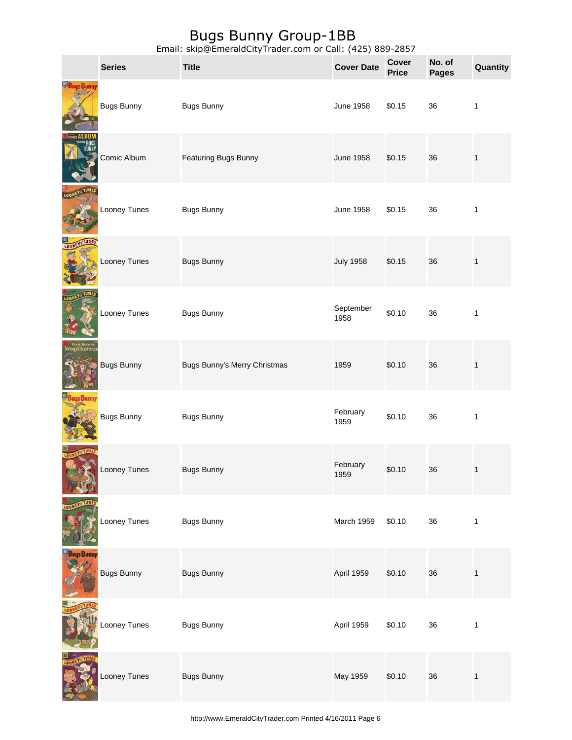# Bugs Bunny Group-1BB

Email: skip@EmeraldCityTrader.com or Call: (425) 889-2857

| | Series | Title | Cover Date | Cover Price | No. of Pages | Quantity |
|---|---|---|---|---|---|---|
| | Bugs Bunny | Bugs Bunny | June 1958 | $0.15 | 36 | 1 |
| | Comic Album | Featuring Bugs Bunny | June 1958 | $0.15 | 36 | 1 |
| | Looney Tunes | Bugs Bunny | June 1958 | $0.15 | 36 | 1 |
| | Looney Tunes | Bugs Bunny | July 1958 | $0.15 | 36 | 1 |
| | Looney Tunes | Bugs Bunny | September 1958 | $0.10 | 36 | 1 |
| | Bugs Bunny | Bugs Bunny's Merry Christmas | 1959 | $0.10 | 36 | 1 |
| | Bugs Bunny | Bugs Bunny | February 1959 | $0.10 | 36 | 1 |
| | Looney Tunes | Bugs Bunny | February 1959 | $0.10 | 36 | 1 |
| | Looney Tunes | Bugs Bunny | March 1959 | $0.10 | 36 | 1 |
| | Bugs Bunny | Bugs Bunny | April 1959 | $0.10 | 36 | 1 |
| | Looney Tunes | Bugs Bunny | April 1959 | $0.10 | 36 | 1 |
| | Looney Tunes | Bugs Bunny | May 1959 | $0.10 | 36 | 1 |

http://www.EmeraldCityTrader,com Printed 4/16/2011 Page 6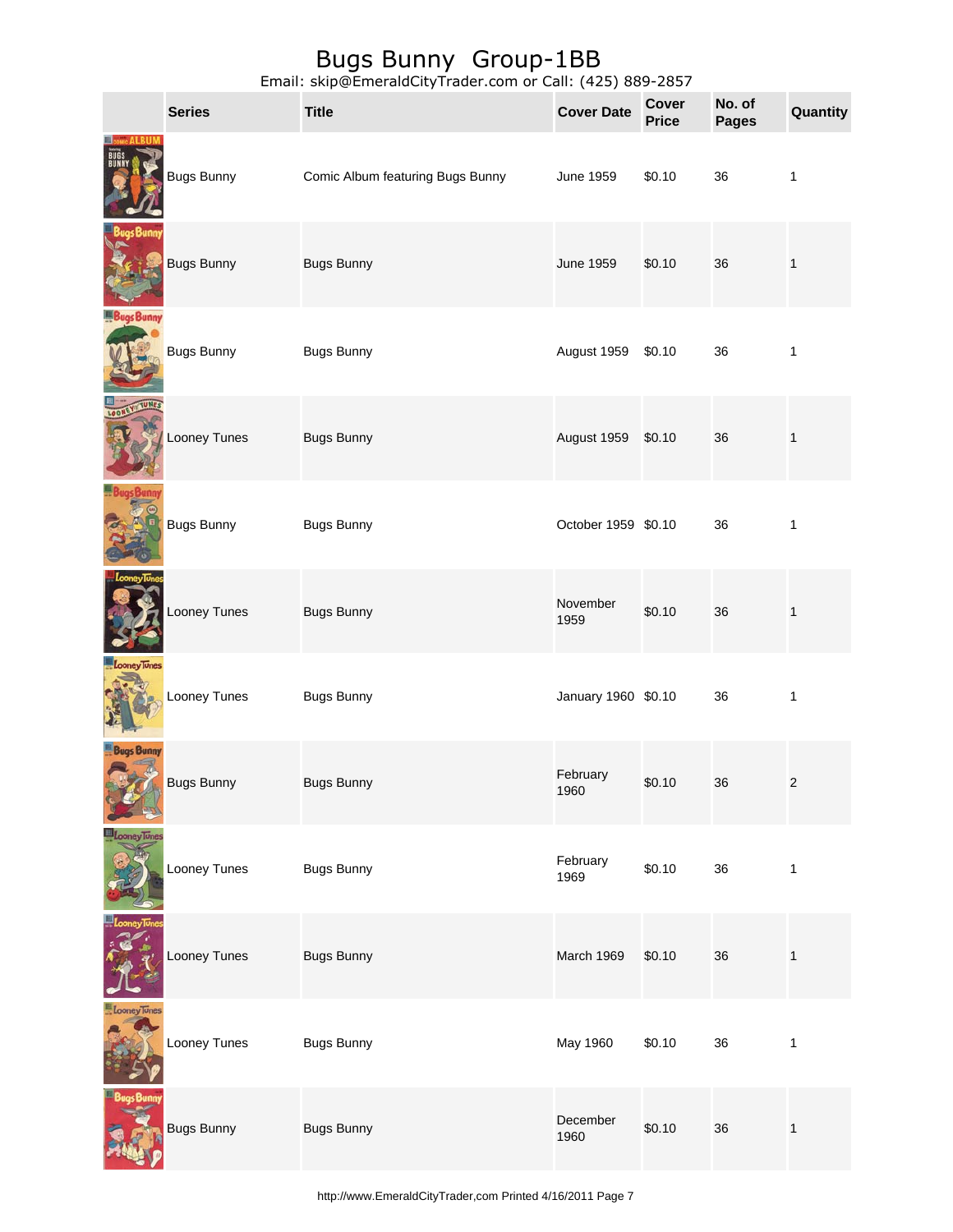# Bugs Bunny Group-1BB

Email: skip@EmeraldCityTrader.com or Call: (425) 889-2857

| | Series | Title | Cover Date | Cover Price | No. of Pages | Quantity |
|---|---|---|---|---|---|---|
| | Bugs Bunny | Comic Album featuring Bugs Bunny | June 1959 | $0.10 | 36 | 1 |
| | Bugs Bunny | Bugs Bunny | June 1959 | $0.10 | 36 | 1 |
| | Bugs Bunny | Bugs Bunny | August 1959 | $0.10 | 36 | 1 |
| | Looney Tunes | Bugs Bunny | August 1959 | $0.10 | 36 | 1 |
| | Bugs Bunny | Bugs Bunny | October 1959 | $0.10 | 36 | 1 |
| | Looney Tunes | Bugs Bunny | November 1959 | $0.10 | 36 | 1 |
| | Looney Tunes | Bugs Bunny | January 1960 | $0.10 | 36 | 1 |
| | Bugs Bunny | Bugs Bunny | February 1960 | $0.10 | 36 | 2 |
| | Looney Tunes | Bugs Bunny | February 1969 | $0.10 | 36 | 1 |
| | Looney Tunes | Bugs Bunny | March 1969 | $0.10 | 36 | 1 |
| | Looney Tunes | Bugs Bunny | May 1960 | $0.10 | 36 | 1 |
| | Bugs Bunny | Bugs Bunny | December 1960 | $0.10 | 36 | 1 |